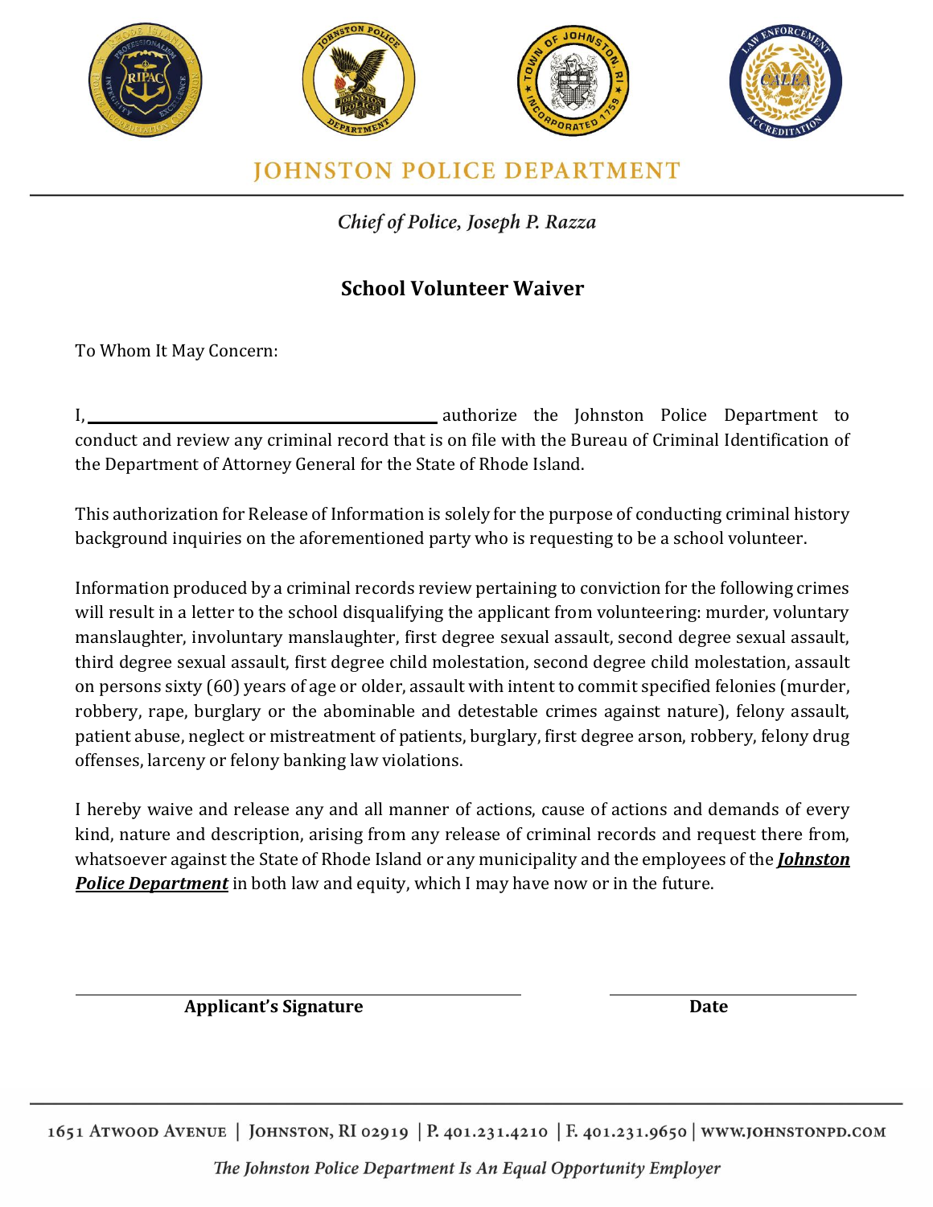# JOHNSTON POLICE DEPARTMENT

*Chief of Police, Joseph P. Razza*

## School Volunteer Waiver

To Whom It May Concern:

I, ________________________________ authorize the Johnston Police Department to conduct and review any criminal record that is on file with the Bureau of Criminal Identification of the Department of Attorney General for the State of Rhode Island.

This authorization for Release of Information is solely for the purpose of conducting criminal history background inquiries on the aforementioned party who is requesting to be a school volunteer.

Information produced by a criminal records review pertaining to conviction for the following crimes will result in a letter to the school disqualifying the applicant from volunteering: murder, voluntary manslaughter, involuntary manslaughter, first degree sexual assault, second degree sexual assault, third degree sexual assault, first degree child molestation, second degree child molestation, assault on persons sixty (60) years of age or older, assault with intent to commit specified felonies (murder, robbery, rape, burglary or the abominable and detestable crimes against nature), felony assault, patient abuse, neglect or mistreatment of patients, burglary, first degree arson, robbery, felony drug offenses, larceny or felony banking law violations.

I hereby waive and release any and all manner of actions, cause of actions and demands of every kind, nature and description, arising from any release of criminal records and request there from, whatsoever against the State of Rhode Island or any municipality and the employees of the ***Johnston Police Department*** in both law and equity, which I may have now or in the future.

________________________________ ________________

**Applicant's Signature** **Date**

1651 Atwood Avenue | Johnston, RI 02919 | P. 401.231.4210 | F. 401.231.9650 | www.johnstonpd.com

*The Johnston Police Department Is An Equal Opportunity Employer*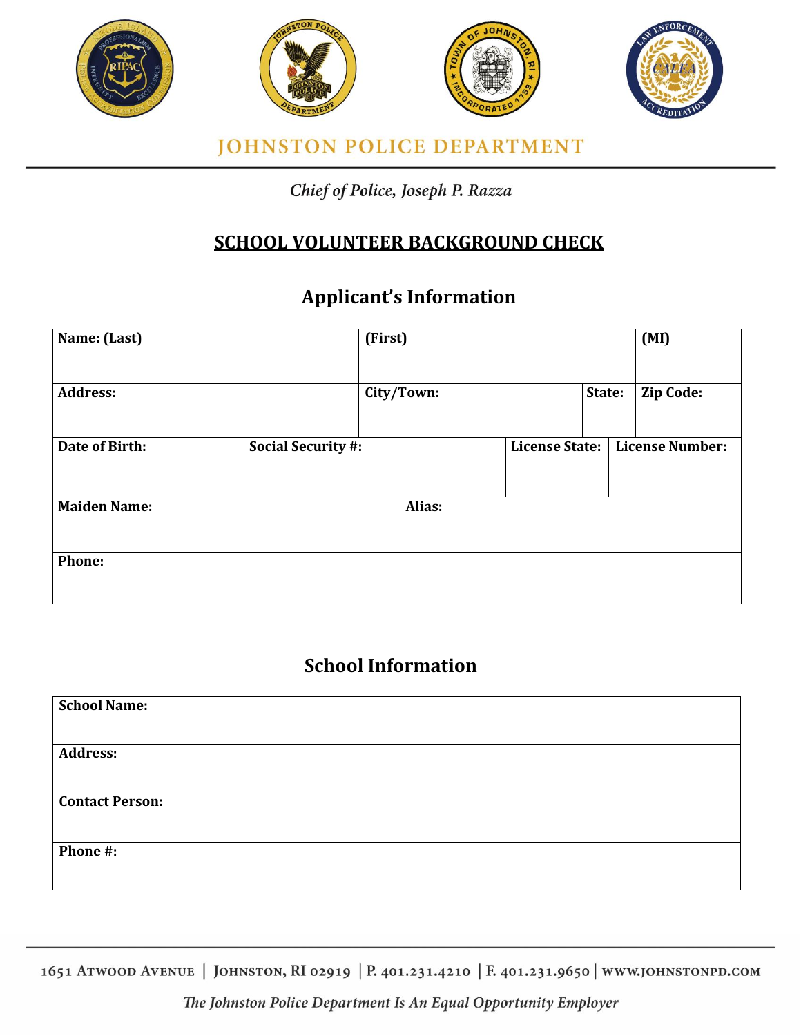# JOHNSTON POLICE DEPARTMENT

*Chief of Police, Joseph P. Razza*

## SCHOOL VOLUNTEER BACKGROUND CHECK

### Applicant's Information

| | | | |
|---|---|---|---|
| **Name: (Last)** | **(First)** | | **(MI)** |
| **Address:** | **City/Town:** | **State:** | **Zip Code:** |
| **Date of Birth:** | **Social Security #:** | **License State:** | **License Number:** |
| **Maiden Name:** | **Alias:** | | |
| **Phone:** | | | |

### School Information

| |
|---|
| **School Name:** |
| **Address:** |
| **Contact Person:** |
| **Phone #:** |

1651 Atwood Avenue | Johnston, RI 02919 | P. 401.231.4210 | F. 401.231.9650 | www.johnstonpd.com

*The Johnston Police Department Is An Equal Opportunity Employer*